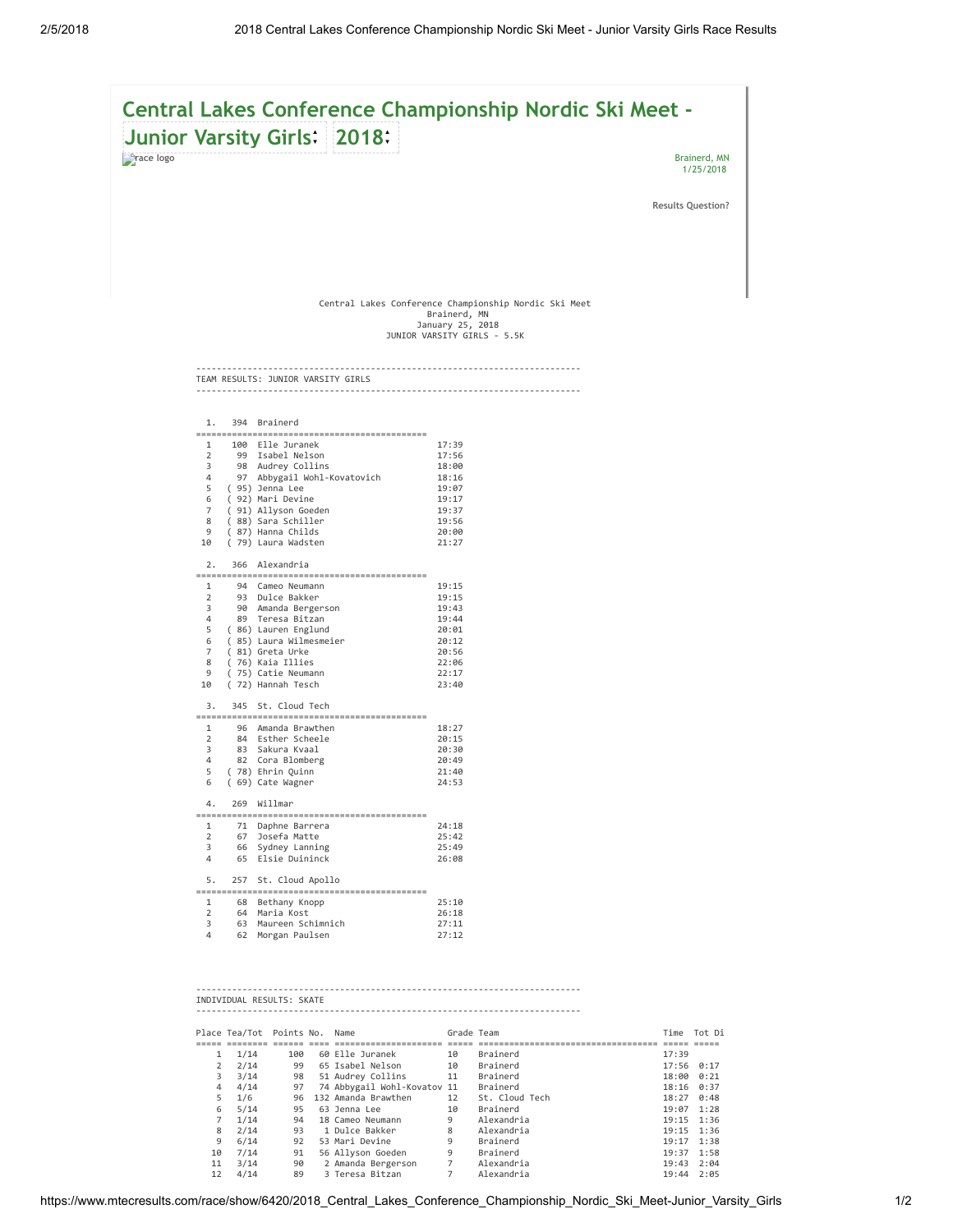# Central Lakes Conference Championship Nordic Ski Meet - Junior Varsity Girls 2018

race logo

Brainerd, MN
1/25/2018

Results Question?

```
                    Central Lakes Conference Championship Nordic Ski Meet
                                     Brainerd, MN
                                   January 25, 2018
                              JUNIOR VARSITY GIRLS - 5.5K
```

```
---------------------------------------------------------------------------
TEAM RESULTS: JUNIOR VARSITY GIRLS
---------------------------------------------------------------------------


  1.   394  Brainerd
=============================================
  1    100  Elle Juranek                      17:39
  2     99  Isabel Nelson                     17:56
  3     98  Audrey Collins                    18:00
  4     97  Abbygail Wohl-Kovatovich          18:16
  5   ( 95) Jenna Lee                         19:07
  6   ( 92) Mari Devine                       19:17
  7   ( 91) Allyson Goeden                    19:37
  8   ( 88) Sara Schiller                     19:56
  9   ( 87) Hanna Childs                      20:00
 10   ( 79) Laura Wadsten                     21:27

  2.   366  Alexandria
=============================================
  1     94  Cameo Neumann                     19:15
  2     93  Dulce Bakker                      19:15
  3     90  Amanda Bergerson                  19:43
  4     89  Teresa Bitzan                     19:44
  5   ( 86) Lauren Englund                    20:01
  6   ( 85) Laura Wilmesmeier                 20:12
  7   ( 81) Greta Urke                        20:56
  8   ( 76) Kaia Illies                       22:06
  9   ( 75) Catie Neumann                     22:17
 10   ( 72) Hannah Tesch                      23:40

  3.   345  St. Cloud Tech
=============================================
  1     96  Amanda Brawthen                   18:27
  2     84  Esther Scheele                    20:15
  3     83  Sakura Kvaal                      20:30
  4     82  Cora Blomberg                     20:49
  5   ( 78) Ehrin Quinn                       21:40
  6   ( 69) Cate Wagner                       24:53

  4.   269  Willmar
=============================================
  1     71  Daphne Barrera                    24:18
  2     67  Josefa Matte                      25:42
  3     66  Sydney Lanning                    25:49
  4     65  Elsie Duininck                    26:08

  5.   257  St. Cloud Apollo
=============================================
  1     68  Bethany Knopp                     25:10
  2     64  Maria Kost                        26:18
  3     63  Maureen Schimnich                 27:11
  4     62  Morgan Paulsen                    27:12
```

```
---------------------------------------------------------------------------
INDIVIDUAL RESULTS: SKATE
---------------------------------------------------------------------------

Place Tea/Tot  Points No.  Name                 Grade Team                             Time  Tot Di
===== ======== ====== ==== ==================== ===== ================================ ===== =====
    1  1/14       100   60 Elle Juranek         10    Brainerd                         17:39
    2  2/14        99   65 Isabel Nelson        10    Brainerd                         17:56  0:17
    3  3/14        98   51 Audrey Collins       11    Brainerd                         18:00  0:21
    4  4/14        97   74 Abbygail Wohl-Kovatov 11   Brainerd                         18:16  0:37
    5  1/6         96  132 Amanda Brawthen      12    St. Cloud Tech                   18:27  0:48
    6  5/14        95   63 Jenna Lee            10    Brainerd                         19:07  1:28
    7  1/14        94   18 Cameo Neumann        9     Alexandria                       19:15  1:36
    8  2/14        93    1 Dulce Bakker         8     Alexandria                       19:15  1:36
    9  6/14        92   53 Mari Devine          9     Brainerd                         19:17  1:38
   10  7/14        91   56 Allyson Goeden       9     Brainerd                         19:37  1:58
   11  3/14        90    2 Amanda Bergerson     7     Alexandria                       19:43  2:04
   12  4/14        89    3 Teresa Bitzan        7     Alexandria                       19:44  2:05
```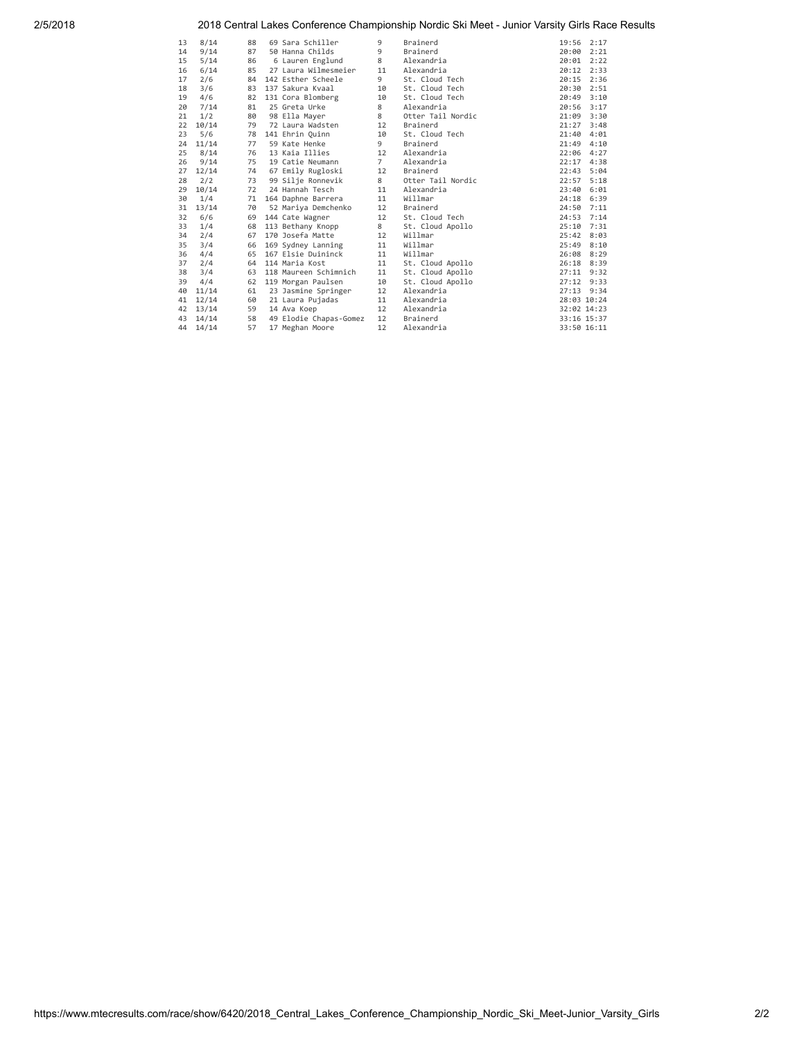| | | | | | | | | |
|---|---|---|---|---|---|---|---|---|
| 13 | 8/14 | 88 | 69 | Sara Schiller | 9 | Brainerd | 19:56 | 2:17 |
| 14 | 9/14 | 87 | 50 | Hanna Childs | 9 | Brainerd | 20:00 | 2:21 |
| 15 | 5/14 | 86 | 6 | Lauren Englund | 8 | Alexandria | 20:01 | 2:22 |
| 16 | 6/14 | 85 | 27 | Laura Wilmesmeier | 11 | Alexandria | 20:12 | 2:33 |
| 17 | 2/6 | 84 | 142 | Esther Scheele | 9 | St. Cloud Tech | 20:15 | 2:36 |
| 18 | 3/6 | 83 | 137 | Sakura Kvaal | 10 | St. Cloud Tech | 20:30 | 2:51 |
| 19 | 4/6 | 82 | 131 | Cora Blomberg | 10 | St. Cloud Tech | 20:49 | 3:10 |
| 20 | 7/14 | 81 | 25 | Greta Urke | 8 | Alexandria | 20:56 | 3:17 |
| 21 | 1/2 | 80 | 98 | Ella Mayer | 8 | Otter Tail Nordic | 21:09 | 3:30 |
| 22 | 10/14 | 79 | 72 | Laura Wadsten | 12 | Brainerd | 21:27 | 3:48 |
| 23 | 5/6 | 78 | 141 | Ehrin Quinn | 10 | St. Cloud Tech | 21:40 | 4:01 |
| 24 | 11/14 | 77 | 59 | Kate Henke | 9 | Brainerd | 21:49 | 4:10 |
| 25 | 8/14 | 76 | 13 | Kaia Illies | 12 | Alexandria | 22:06 | 4:27 |
| 26 | 9/14 | 75 | 19 | Catie Neumann | 7 | Alexandria | 22:17 | 4:38 |
| 27 | 12/14 | 74 | 67 | Emily Rugloski | 12 | Brainerd | 22:43 | 5:04 |
| 28 | 2/2 | 73 | 99 | Silje Ronnevik | 8 | Otter Tail Nordic | 22:57 | 5:18 |
| 29 | 10/14 | 72 | 24 | Hannah Tesch | 11 | Alexandria | 23:40 | 6:01 |
| 30 | 1/4 | 71 | 164 | Daphne Barrera | 11 | Willmar | 24:18 | 6:39 |
| 31 | 13/14 | 70 | 52 | Mariya Demchenko | 12 | Brainerd | 24:50 | 7:11 |
| 32 | 6/6 | 69 | 144 | Cate Wagner | 12 | St. Cloud Tech | 24:53 | 7:14 |
| 33 | 1/4 | 68 | 113 | Bethany Knopp | 8 | St. Cloud Apollo | 25:10 | 7:31 |
| 34 | 2/4 | 67 | 170 | Josefa Matte | 12 | Willmar | 25:42 | 8:03 |
| 35 | 3/4 | 66 | 169 | Sydney Lanning | 11 | Willmar | 25:49 | 8:10 |
| 36 | 4/4 | 65 | 167 | Elsie Duininck | 11 | Willmar | 26:08 | 8:29 |
| 37 | 2/4 | 64 | 114 | Maria Kost | 11 | St. Cloud Apollo | 26:18 | 8:39 |
| 38 | 3/4 | 63 | 118 | Maureen Schimnich | 11 | St. Cloud Apollo | 27:11 | 9:32 |
| 39 | 4/4 | 62 | 119 | Morgan Paulsen | 10 | St. Cloud Apollo | 27:12 | 9:33 |
| 40 | 11/14 | 61 | 23 | Jasmine Springer | 12 | Alexandria | 27:13 | 9:34 |
| 41 | 12/14 | 60 | 21 | Laura Pujadas | 11 | Alexandria | 28:03 | 10:24 |
| 42 | 13/14 | 59 | 14 | Ava Koep | 12 | Alexandria | 32:02 | 14:23 |
| 43 | 14/14 | 58 | 49 | Elodie Chapas-Gomez | 12 | Brainerd | 33:16 | 15:37 |
| 44 | 14/14 | 57 | 17 | Meghan Moore | 12 | Alexandria | 33:50 | 16:11 |